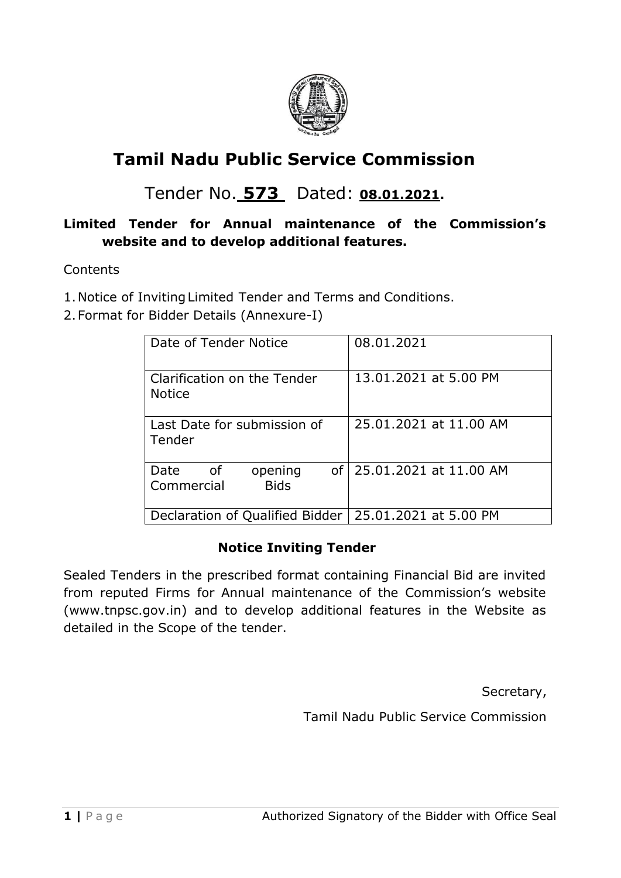# Tamil Nadu Public Service Commission

## Tender No. **573** Dated: **08.01.2021.**

**Limited Tender for Annual maintenance of the Commission's website and to develop additional features.**

Contents

1. Notice of Inviting Limited Tender and Terms and Conditions.
2. Format for Bidder Details (Annexure-I)

| | |
|---|---|
| Date of Tender Notice | 08.01.2021 |
| Clarification on the Tender Notice | 13.01.2021 at 5.00 PM |
| Last Date for submission of Tender | 25.01.2021 at 11.00 AM |
| Date of opening of Commercial Bids | 25.01.2021 at 11.00 AM |
| Declaration of Qualified Bidder | 25.01.2021 at 5.00 PM |

### Notice Inviting Tender

Sealed Tenders in the prescribed format containing Financial Bid are invited from reputed Firms for Annual maintenance of the Commission's website (www.tnpsc.gov.in) and to develop additional features in the Website as detailed in the Scope of the tender.

Secretary,

Tamil Nadu Public Service Commission

Authorized Signatory of the Bidder with Office Seal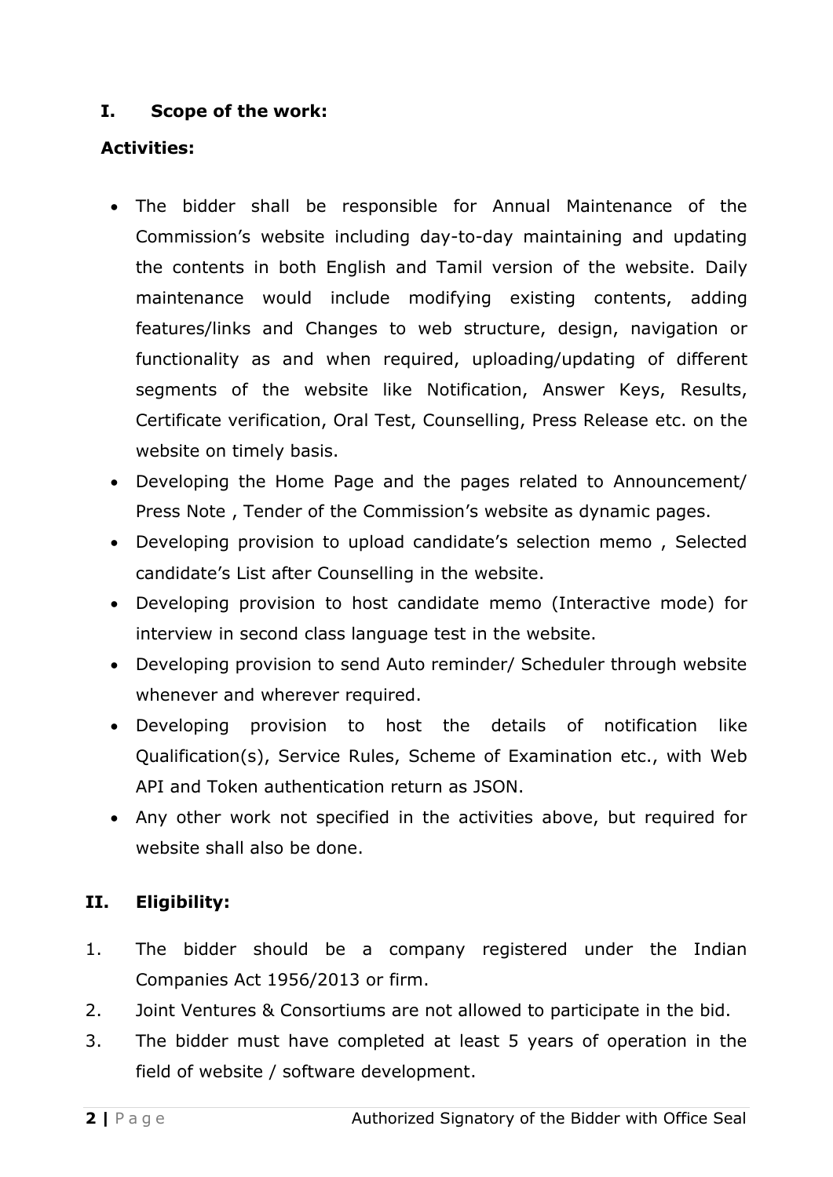## I. Scope of the work:

**Activities:**

- The bidder shall be responsible for Annual Maintenance of the Commission's website including day-to-day maintaining and updating the contents in both English and Tamil version of the website. Daily maintenance would include modifying existing contents, adding features/links and Changes to web structure, design, navigation or functionality as and when required, uploading/updating of different segments of the website like Notification, Answer Keys, Results, Certificate verification, Oral Test, Counselling, Press Release etc. on the website on timely basis.
- Developing the Home Page and the pages related to Announcement/ Press Note , Tender of the Commission's website as dynamic pages.
- Developing provision to upload candidate's selection memo , Selected candidate's List after Counselling in the website.
- Developing provision to host candidate memo (Interactive mode) for interview in second class language test in the website.
- Developing provision to send Auto reminder/ Scheduler through website whenever and wherever required.
- Developing provision to host the details of notification like Qualification(s), Service Rules, Scheme of Examination etc., with Web API and Token authentication return as JSON.
- Any other work not specified in the activities above, but required for website shall also be done.

## II. Eligibility:

1. The bidder should be a company registered under the Indian Companies Act 1956/2013 or firm.
2. Joint Ventures & Consortiums are not allowed to participate in the bid.
3. The bidder must have completed at least 5 years of operation in the field of website / software development.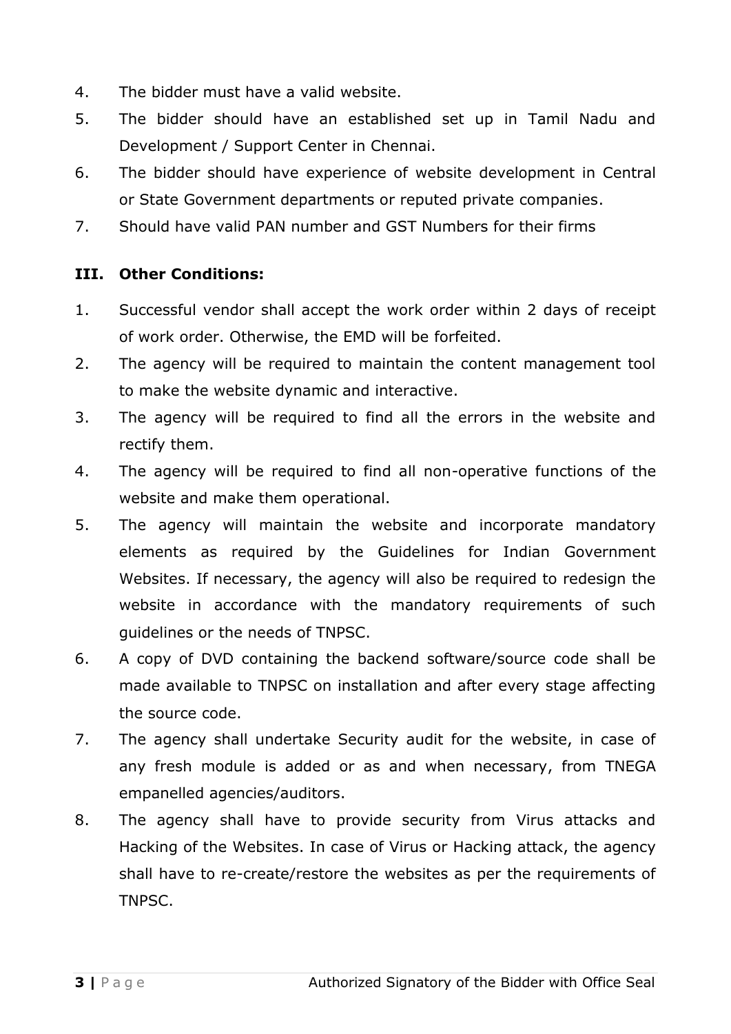4. The bidder must have a valid website.
5. The bidder should have an established set up in Tamil Nadu and Development / Support Center in Chennai.
6. The bidder should have experience of website development in Central or State Government departments or reputed private companies.
7. Should have valid PAN number and GST Numbers for their firms

### III. Other Conditions:

1. Successful vendor shall accept the work order within 2 days of receipt of work order. Otherwise, the EMD will be forfeited.
2. The agency will be required to maintain the content management tool to make the website dynamic and interactive.
3. The agency will be required to find all the errors in the website and rectify them.
4. The agency will be required to find all non-operative functions of the website and make them operational.
5. The agency will maintain the website and incorporate mandatory elements as required by the Guidelines for Indian Government Websites. If necessary, the agency will also be required to redesign the website in accordance with the mandatory requirements of such guidelines or the needs of TNPSC.
6. A copy of DVD containing the backend software/source code shall be made available to TNPSC on installation and after every stage affecting the source code.
7. The agency shall undertake Security audit for the website, in case of any fresh module is added or as and when necessary, from TNEGA empanelled agencies/auditors.
8. The agency shall have to provide security from Virus attacks and Hacking of the Websites. In case of Virus or Hacking attack, the agency shall have to re-create/restore the websites as per the requirements of TNPSC.

Authorized Signatory of the Bidder with Office Seal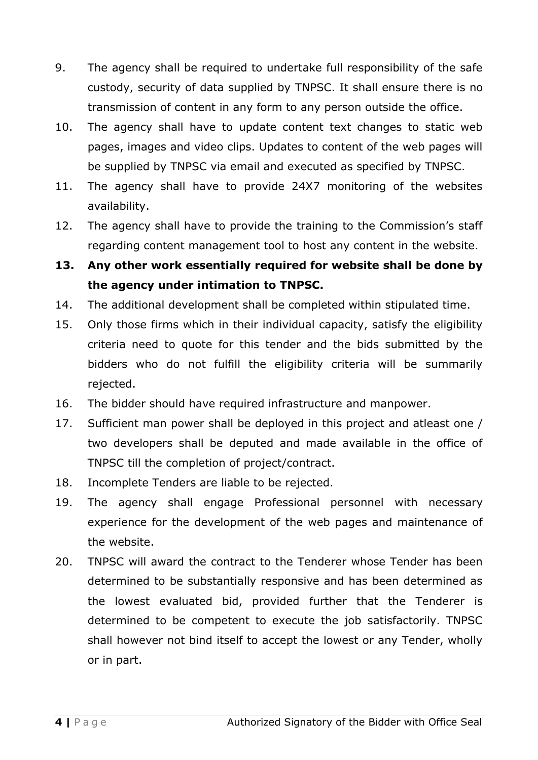9. The agency shall be required to undertake full responsibility of the safe custody, security of data supplied by TNPSC. It shall ensure there is no transmission of content in any form to any person outside the office.
10. The agency shall have to update content text changes to static web pages, images and video clips. Updates to content of the web pages will be supplied by TNPSC via email and executed as specified by TNPSC.
11. The agency shall have to provide 24X7 monitoring of the websites availability.
12. The agency shall have to provide the training to the Commission's staff regarding content management tool to host any content in the website.
13. **Any other work essentially required for website shall be done by the agency under intimation to TNPSC.**
14. The additional development shall be completed within stipulated time.
15. Only those firms which in their individual capacity, satisfy the eligibility criteria need to quote for this tender and the bids submitted by the bidders who do not fulfill the eligibility criteria will be summarily rejected.
16. The bidder should have required infrastructure and manpower.
17. Sufficient man power shall be deployed in this project and atleast one / two developers shall be deputed and made available in the office of TNPSC till the completion of project/contract.
18. Incomplete Tenders are liable to be rejected.
19. The agency shall engage Professional personnel with necessary experience for the development of the web pages and maintenance of the website.
20. TNPSC will award the contract to the Tenderer whose Tender has been determined to be substantially responsive and has been determined as the lowest evaluated bid, provided further that the Tenderer is determined to be competent to execute the job satisfactorily. TNPSC shall however not bind itself to accept the lowest or any Tender, wholly or in part.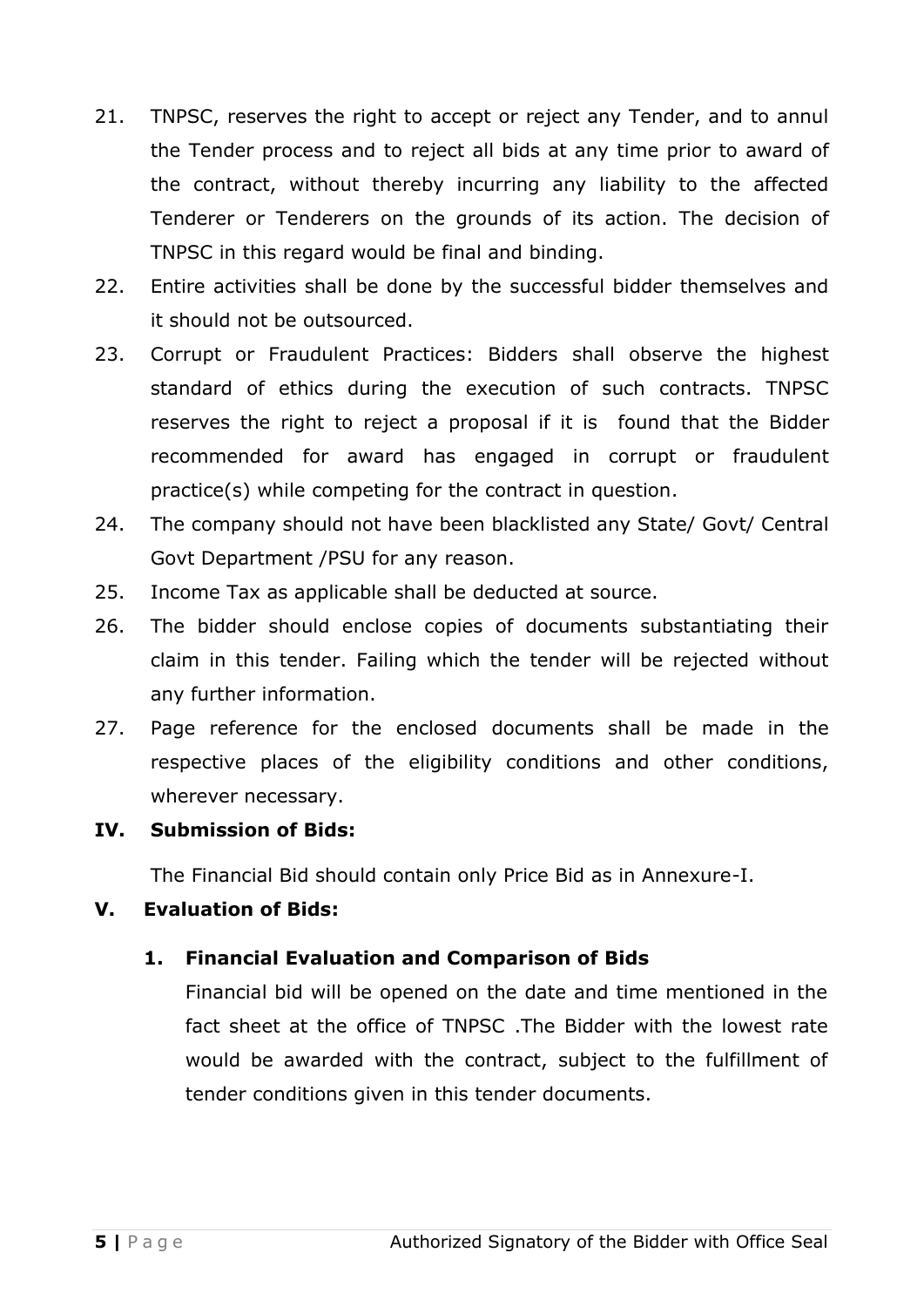21. TNPSC, reserves the right to accept or reject any Tender, and to annul the Tender process and to reject all bids at any time prior to award of the contract, without thereby incurring any liability to the affected Tenderer or Tenderers on the grounds of its action. The decision of TNPSC in this regard would be final and binding.
22. Entire activities shall be done by the successful bidder themselves and it should not be outsourced.
23. Corrupt or Fraudulent Practices: Bidders shall observe the highest standard of ethics during the execution of such contracts. TNPSC reserves the right to reject a proposal if it is found that the Bidder recommended for award has engaged in corrupt or fraudulent practice(s) while competing for the contract in question.
24. The company should not have been blacklisted any State/ Govt/ Central Govt Department /PSU for any reason.
25. Income Tax as applicable shall be deducted at source.
26. The bidder should enclose copies of documents substantiating their claim in this tender. Failing which the tender will be rejected without any further information.
27. Page reference for the enclosed documents shall be made in the respective places of the eligibility conditions and other conditions, wherever necessary.

## IV. Submission of Bids:

The Financial Bid should contain only Price Bid as in Annexure-I.

## V. Evaluation of Bids:

### 1. Financial Evaluation and Comparison of Bids

Financial bid will be opened on the date and time mentioned in the fact sheet at the office of TNPSC .The Bidder with the lowest rate would be awarded with the contract, subject to the fulfillment of tender conditions given in this tender documents.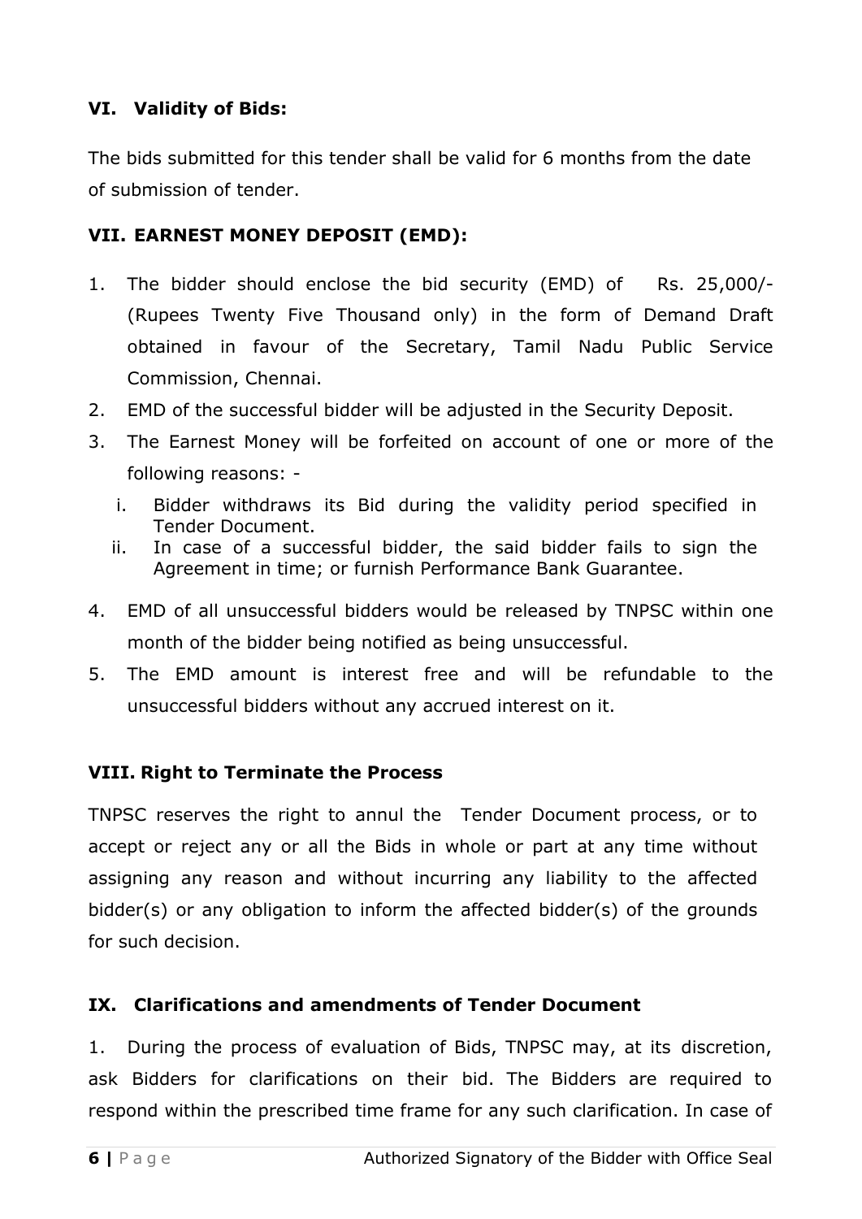### VI. Validity of Bids:

The bids submitted for this tender shall be valid for 6 months from the date of submission of tender.

### VII. EARNEST MONEY DEPOSIT (EMD):

1. The bidder should enclose the bid security (EMD) of Rs. 25,000/- (Rupees Twenty Five Thousand only) in the form of Demand Draft obtained in favour of the Secretary, Tamil Nadu Public Service Commission, Chennai.
2. EMD of the successful bidder will be adjusted in the Security Deposit.
3. The Earnest Money will be forfeited on account of one or more of the following reasons: -
   i. Bidder withdraws its Bid during the validity period specified in Tender Document.
   ii. In case of a successful bidder, the said bidder fails to sign the Agreement in time; or furnish Performance Bank Guarantee.
4. EMD of all unsuccessful bidders would be released by TNPSC within one month of the bidder being notified as being unsuccessful.
5. The EMD amount is interest free and will be refundable to the unsuccessful bidders without any accrued interest on it.

### VIII. Right to Terminate the Process

TNPSC reserves the right to annul the Tender Document process, or to accept or reject any or all the Bids in whole or part at any time without assigning any reason and without incurring any liability to the affected bidder(s) or any obligation to inform the affected bidder(s) of the grounds for such decision.

### IX. Clarifications and amendments of Tender Document

1. During the process of evaluation of Bids, TNPSC may, at its discretion, ask Bidders for clarifications on their bid. The Bidders are required to respond within the prescribed time frame for any such clarification. In case of

Authorized Signatory of the Bidder with Office Seal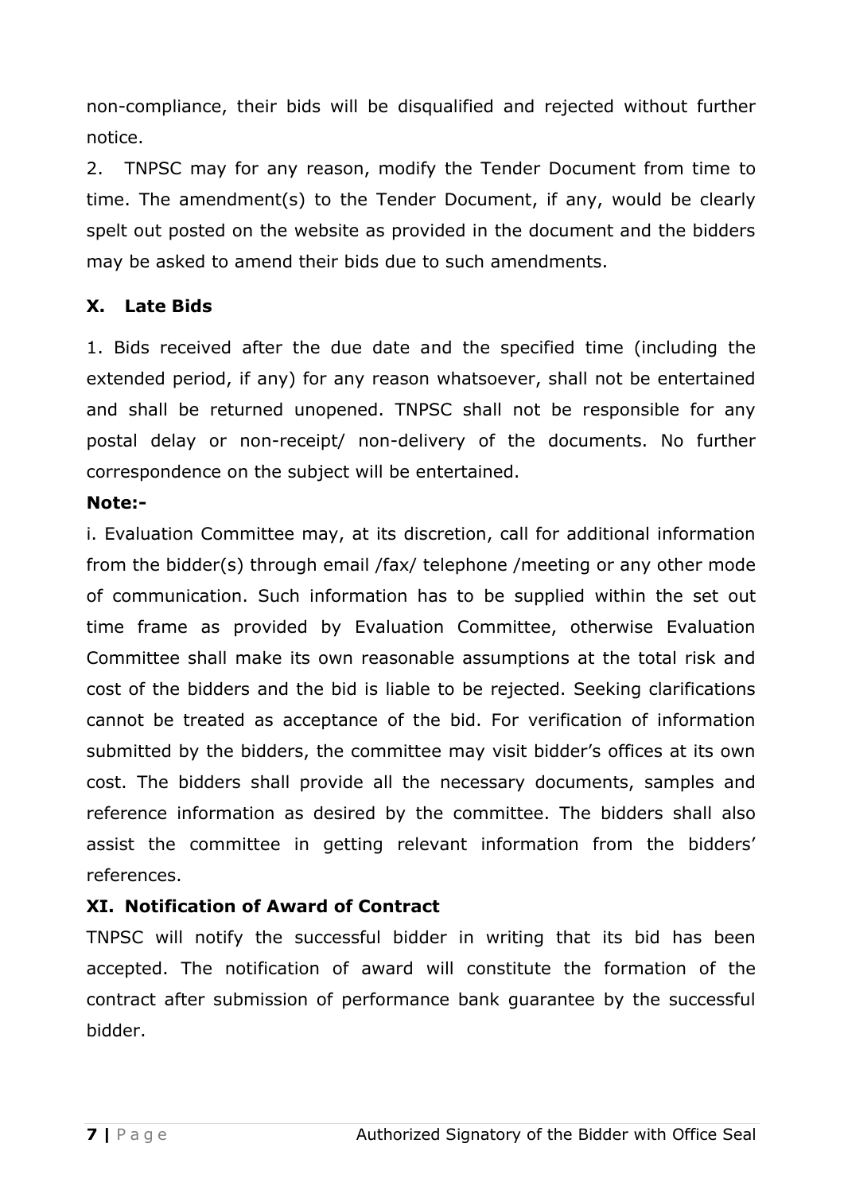non-compliance, their bids will be disqualified and rejected without further notice.

2. TNPSC may for any reason, modify the Tender Document from time to time. The amendment(s) to the Tender Document, if any, would be clearly spelt out posted on the website as provided in the document and the bidders may be asked to amend their bids due to such amendments.

### X. Late Bids

1. Bids received after the due date and the specified time (including the extended period, if any) for any reason whatsoever, shall not be entertained and shall be returned unopened. TNPSC shall not be responsible for any postal delay or non-receipt/ non-delivery of the documents. No further correspondence on the subject will be entertained.

**Note:-**

i. Evaluation Committee may, at its discretion, call for additional information from the bidder(s) through email /fax/ telephone /meeting or any other mode of communication. Such information has to be supplied within the set out time frame as provided by Evaluation Committee, otherwise Evaluation Committee shall make its own reasonable assumptions at the total risk and cost of the bidders and the bid is liable to be rejected. Seeking clarifications cannot be treated as acceptance of the bid. For verification of information submitted by the bidders, the committee may visit bidder's offices at its own cost. The bidders shall provide all the necessary documents, samples and reference information as desired by the committee. The bidders shall also assist the committee in getting relevant information from the bidders' references.

### XI. Notification of Award of Contract

TNPSC will notify the successful bidder in writing that its bid has been accepted. The notification of award will constitute the formation of the contract after submission of performance bank guarantee by the successful bidder.

Authorized Signatory of the Bidder with Office Seal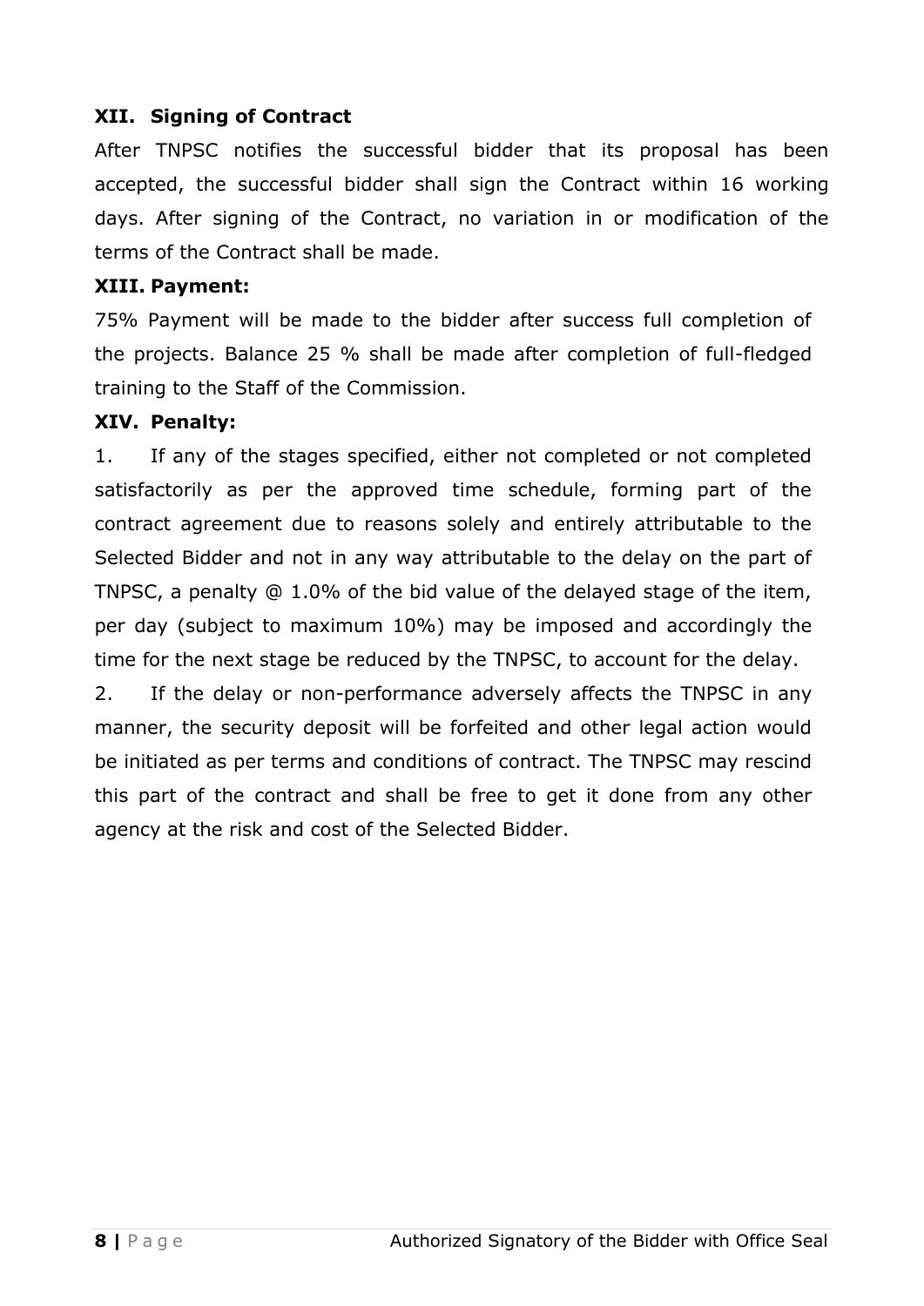### XII. Signing of Contract

After TNPSC notifies the successful bidder that its proposal has been accepted, the successful bidder shall sign the Contract within 16 working days. After signing of the Contract, no variation in or modification of the terms of the Contract shall be made.

### XIII. Payment:

75% Payment will be made to the bidder after success full completion of the projects. Balance 25 % shall be made after completion of full-fledged training to the Staff of the Commission.

### XIV. Penalty:

1. If any of the stages specified, either not completed or not completed satisfactorily as per the approved time schedule, forming part of the contract agreement due to reasons solely and entirely attributable to the Selected Bidder and not in any way attributable to the delay on the part of TNPSC, a penalty @ 1.0% of the bid value of the delayed stage of the item, per day (subject to maximum 10%) may be imposed and accordingly the time for the next stage be reduced by the TNPSC, to account for the delay.
2. If the delay or non-performance adversely affects the TNPSC in any manner, the security deposit will be forfeited and other legal action would be initiated as per terms and conditions of contract. The TNPSC may rescind this part of the contract and shall be free to get it done from any other agency at the risk and cost of the Selected Bidder.

Authorized Signatory of the Bidder with Office Seal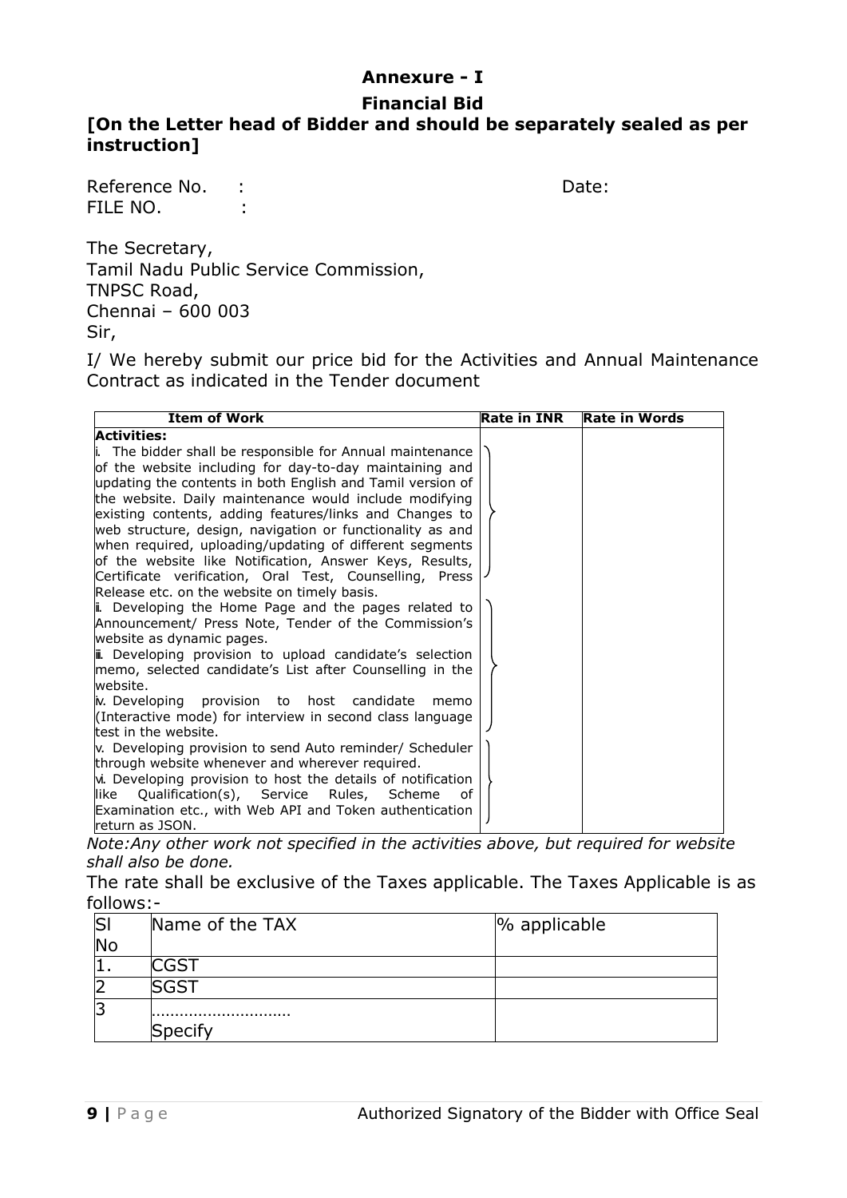## Annexure - I

## Financial Bid

**[On the Letter head of Bidder and should be separately sealed as per instruction]**

Reference No. : Date:
FILE NO. :

The Secretary,
Tamil Nadu Public Service Commission,
TNPSC Road,
Chennai – 600 003
Sir,

I/ We hereby submit our price bid for the Activities and Annual Maintenance Contract as indicated in the Tender document

| Item of Work | Rate in INR | Rate in Words |
|---|---|---|
| **Activities:** | | |
| i. The bidder shall be responsible for Annual maintenance of the website including for day-to-day maintaining and updating the contents in both English and Tamil version of the website. Daily maintenance would include modifying existing contents, adding features/links and Changes to web structure, design, navigation or functionality as and when required, uploading/updating of different segments of the website like Notification, Answer Keys, Results, Certificate verification, Oral Test, Counselling, Press Release etc. on the website on timely basis. | | |
| ii. Developing the Home Page and the pages related to Announcement/ Press Note, Tender of the Commission's website as dynamic pages.<br>iii. Developing provision to upload candidate's selection memo, selected candidate's List after Counselling in the website.<br>iv. Developing provision to host candidate memo (Interactive mode) for interview in second class language test in the website. | | |
| v. Developing provision to send Auto reminder/ Scheduler through website whenever and wherever required.<br>vi. Developing provision to host the details of notification like Qualification(s), Service Rules, Scheme of Examination etc., with Web API and Token authentication return as JSON. | | |

*Note:Any other work not specified in the activities above, but required for website shall also be done.*

The rate shall be exclusive of the Taxes applicable. The Taxes Applicable is as follows:-

| Sl No | Name of the TAX | % applicable |
|---|---|---|
| 1. | CGST | |
| 2 | SGST | |
| 3 | ………………………<br>Specify | |

Authorized Signatory of the Bidder with Office Seal